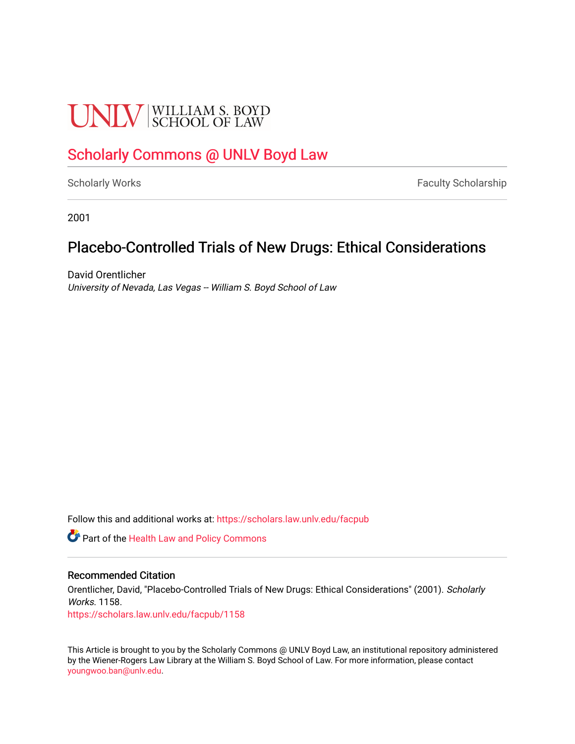UNLV | WILLIAM S. BOYD SCHOOL OF LAW

Scholarly Commons @ UNLV Boyd Law

Scholarly Works | Faculty Scholarship

2001

# Placebo-Controlled Trials of New Drugs: Ethical Considerations

David Orentlicher
*University of Nevada, Las Vegas -- William S. Boyd School of Law*

Follow this and additional works at: https://scholars.law.unlv.edu/facpub

Part of the Health Law and Policy Commons

## Recommended Citation

Orentlicher, David, "Placebo-Controlled Trials of New Drugs: Ethical Considerations" (2001). *Scholarly Works*. 1158.
https://scholars.law.unlv.edu/facpub/1158

This Article is brought to you by the Scholarly Commons @ UNLV Boyd Law, an institutional repository administered by the Wiener-Rogers Law Library at the William S. Boyd School of Law. For more information, please contact youngwoo.ban@unlv.edu.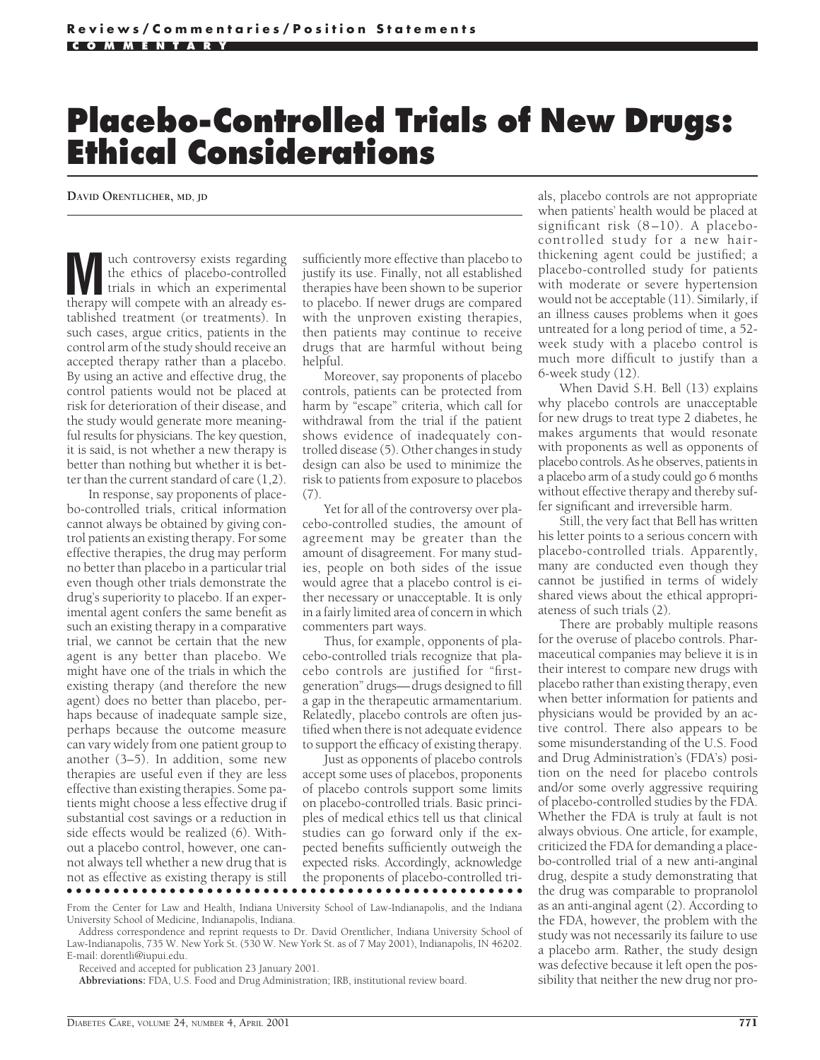# Placebo-Controlled Trials of New Drugs: Ethical Considerations

**David Orentlicher, MD, JD**

Much controversy exists regarding the ethics of placebo-controlled trials in which an experimental therapy will compete with an already established treatment (or treatments). In such cases, argue critics, patients in the control arm of the study should receive an accepted therapy rather than a placebo. By using an active and effective drug, the control patients would not be placed at risk for deterioration of their disease, and the study would generate more meaningful results for physicians. The key question, it is said, is not whether a new therapy is better than nothing but whether it is better than the current standard of care (1,2).

In response, say proponents of placebo-controlled trials, critical information cannot always be obtained by giving control patients an existing therapy. For some effective therapies, the drug may perform no better than placebo in a particular trial even though other trials demonstrate the drug's superiority to placebo. If an experimental agent confers the same benefit as such an existing therapy in a comparative trial, we cannot be certain that the new agent is any better than placebo. We might have one of the trials in which the existing therapy (and therefore the new agent) does no better than placebo, perhaps because of inadequate sample size, perhaps because the outcome measure can vary widely from one patient group to another (3–5). In addition, some new therapies are useful even if they are less effective than existing therapies. Some patients might choose a less effective drug if substantial cost savings or a reduction in side effects would be realized (6). Without a placebo control, however, one cannot always tell whether a new drug that is not as effective as existing therapy is still sufficiently more effective than placebo to justify its use. Finally, not all established therapies have been shown to be superior to placebo. If newer drugs are compared with the unproven existing therapies, then patients may continue to receive drugs that are harmful without being helpful.

Moreover, say proponents of placebo controls, patients can be protected from harm by "escape" criteria, which call for withdrawal from the trial if the patient shows evidence of inadequately controlled disease (5). Other changes in study design can also be used to minimize the risk to patients from exposure to placebos (7).

Yet for all of the controversy over placebo-controlled studies, the amount of agreement may be greater than the amount of disagreement. For many studies, people on both sides of the issue would agree that a placebo control is either necessary or unacceptable. It is only in a fairly limited area of concern in which commenters part ways.

Thus, for example, opponents of placebo-controlled trials recognize that placebo controls are justified for "first-generation" drugs—drugs designed to fill a gap in the therapeutic armamentarium. Relatedly, placebo controls are often justified when there is not adequate evidence to support the efficacy of existing therapy.

Just as opponents of placebo controls accept some uses of placebos, proponents of placebo controls support some limits on placebo-controlled trials. Basic principles of medical ethics tell us that clinical studies can go forward only if the expected benefits sufficiently outweigh the expected risks. Accordingly, acknowledge the proponents of placebo-controlled trials, placebo controls are not appropriate when patients' health would be placed at significant risk (8–10). A placebo-controlled study for a new hair-thickening agent could be justified; a placebo-controlled study for patients with moderate or severe hypertension would not be acceptable (11). Similarly, if an illness causes problems when it goes untreated for a long period of time, a 52-week study with a placebo control is much more difficult to justify than a 6-week study (12).

When David S.H. Bell (13) explains why placebo controls are unacceptable for new drugs to treat type 2 diabetes, he makes arguments that would resonate with proponents as well as opponents of placebo controls. As he observes, patients in a placebo arm of a study could go 6 months without effective therapy and thereby suffer significant and irreversible harm.

Still, the very fact that Bell has written his letter points to a serious concern with placebo-controlled trials. Apparently, many are conducted even though they cannot be justified in terms of widely shared views about the ethical appropriateness of such trials (2).

There are probably multiple reasons for the overuse of placebo controls. Pharmaceutical companies may believe it is in their interest to compare new drugs with placebo rather than existing therapy, even when better information for patients and physicians would be provided by an active control. There also appears to be some misunderstanding of the U.S. Food and Drug Administration's (FDA's) position on the need for placebo controls and/or some overly aggressive requiring of placebo-controlled studies by the FDA. Whether the FDA is truly at fault is not always obvious. One article, for example, criticized the FDA for demanding a placebo-controlled trial of a new anti-anginal drug, despite a study demonstrating that the drug was comparable to propranolol as an anti-anginal agent (2). According to the FDA, however, the problem with the study was not necessarily its failure to use a placebo arm. Rather, the study design was defective because it left open the possibility that neither the new drug nor pro-

From the Center for Law and Health, Indiana University School of Law-Indianapolis, and the Indiana University School of Medicine, Indianapolis, Indiana.

Address correspondence and reprint requests to Dr. David Orentlicher, Indiana University School of Law-Indianapolis, 735 W. New York St. (530 W. New York St. as of 7 May 2001), Indianapolis, IN 46202. E-mail: dorentli@iupui.edu.

Received and accepted for publication 23 January 2001.

**Abbreviations:** FDA, U.S. Food and Drug Administration; IRB, institutional review board.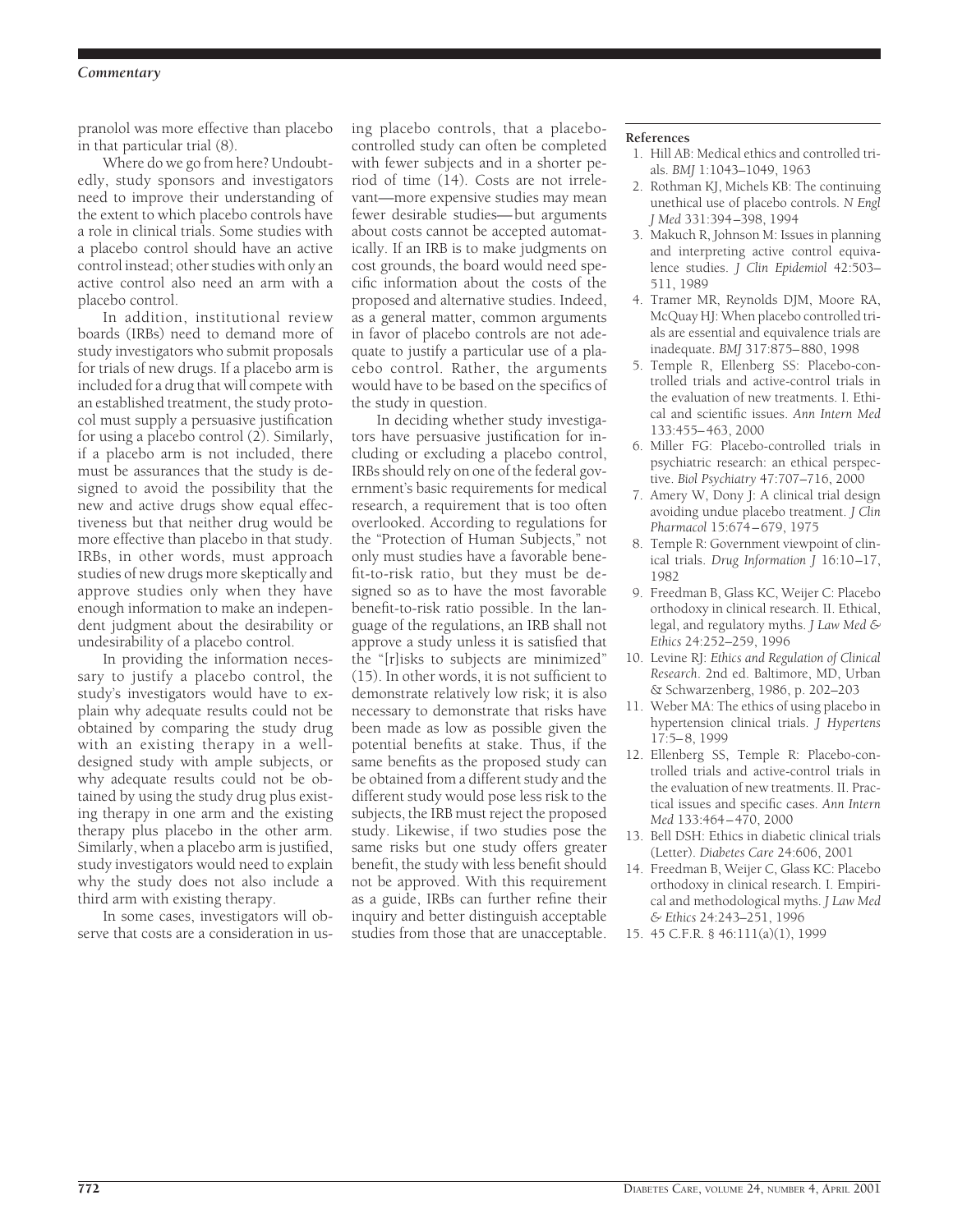pranolol was more effective than placebo in that particular trial (8).

Where do we go from here? Undoubtedly, study sponsors and investigators need to improve their understanding of the extent to which placebo controls have a role in clinical trials. Some studies with a placebo control should have an active control instead; other studies with only an active control also need an arm with a placebo control.

In addition, institutional review boards (IRBs) need to demand more of study investigators who submit proposals for trials of new drugs. If a placebo arm is included for a drug that will compete with an established treatment, the study protocol must supply a persuasive justification for using a placebo control (2). Similarly, if a placebo arm is not included, there must be assurances that the study is designed to avoid the possibility that the new and active drugs show equal effectiveness but that neither drug would be more effective than placebo in that study. IRBs, in other words, must approach studies of new drugs more skeptically and approve studies only when they have enough information to make an independent judgment about the desirability or undesirability of a placebo control.

In providing the information necessary to justify a placebo control, the study's investigators would have to explain why adequate results could not be obtained by comparing the study drug with an existing therapy in a well-designed study with ample subjects, or why adequate results could not be obtained by using the study drug plus existing therapy in one arm and the existing therapy plus placebo in the other arm. Similarly, when a placebo arm is justified, study investigators would need to explain why the study does not also include a third arm with existing therapy.

In some cases, investigators will observe that costs are a consideration in using placebo controls, that a placebo-controlled study can often be completed with fewer subjects and in a shorter period of time (14). Costs are not irrelevant—more expensive studies may mean fewer desirable studies—but arguments about costs cannot be accepted automatically. If an IRB is to make judgments on cost grounds, the board would need specific information about the costs of the proposed and alternative studies. Indeed, as a general matter, common arguments in favor of placebo controls are not adequate to justify a particular use of a placebo control. Rather, the arguments would have to be based on the specifics of the study in question.

In deciding whether study investigators have persuasive justification for including or excluding a placebo control, IRBs should rely on one of the federal government's basic requirements for medical research, a requirement that is too often overlooked. According to regulations for the "Protection of Human Subjects," not only must studies have a favorable benefit-to-risk ratio, but they must be designed so as to have the most favorable benefit-to-risk ratio possible. In the language of the regulations, an IRB shall not approve a study unless it is satisfied that the "[r]isks to subjects are minimized" (15). In other words, it is not sufficient to demonstrate relatively low risk; it is also necessary to demonstrate that risks have been made as low as possible given the potential benefits at stake. Thus, if the same benefits as the proposed study can be obtained from a different study and the different study would pose less risk to the subjects, the IRB must reject the proposed study. Likewise, if two studies pose the same risks but one study offers greater benefit, the study with less benefit should not be approved. With this requirement as a guide, IRBs can further refine their inquiry and better distinguish acceptable studies from those that are unacceptable.

## References

1. Hill AB: Medical ethics and controlled trials. *BMJ* 1:1043–1049, 1963
2. Rothman KJ, Michels KB: The continuing unethical use of placebo controls. *N Engl J Med* 331:394–398, 1994
3. Makuch R, Johnson M: Issues in planning and interpreting active control equivalence studies. *J Clin Epidemiol* 42:503–511, 1989
4. Tramer MR, Reynolds DJM, Moore RA, McQuay HJ: When placebo controlled trials are essential and equivalence trials are inadequate. *BMJ* 317:875–880, 1998
5. Temple R, Ellenberg SS: Placebo-controlled trials and active-control trials in the evaluation of new treatments. I. Ethical and scientific issues. *Ann Intern Med* 133:455–463, 2000
6. Miller FG: Placebo-controlled trials in psychiatric research: an ethical perspective. *Biol Psychiatry* 47:707–716, 2000
7. Amery W, Dony J: A clinical trial design avoiding undue placebo treatment. *J Clin Pharmacol* 15:674–679, 1975
8. Temple R: Government viewpoint of clinical trials. *Drug Information J* 16:10–17, 1982
9. Freedman B, Glass KC, Weijer C: Placebo orthodoxy in clinical research. II. Ethical, legal, and regulatory myths. *J Law Med & Ethics* 24:252–259, 1996
10. Levine RJ: *Ethics and Regulation of Clinical Research*. 2nd ed. Baltimore, MD, Urban & Schwarzenberg, 1986, p. 202–203
11. Weber MA: The ethics of using placebo in hypertension clinical trials. *J Hypertens* 17:5–8, 1999
12. Ellenberg SS, Temple R: Placebo-controlled trials and active-control trials in the evaluation of new treatments. II. Practical issues and specific cases. *Ann Intern Med* 133:464–470, 2000
13. Bell DSH: Ethics in diabetic clinical trials (Letter). *Diabetes Care* 24:606, 2001
14. Freedman B, Weijer C, Glass KC: Placebo orthodoxy in clinical research. I. Empirical and methodological myths. *J Law Med & Ethics* 24:243–251, 1996
15. 45 C.F.R. § 46:111(a)(1), 1999